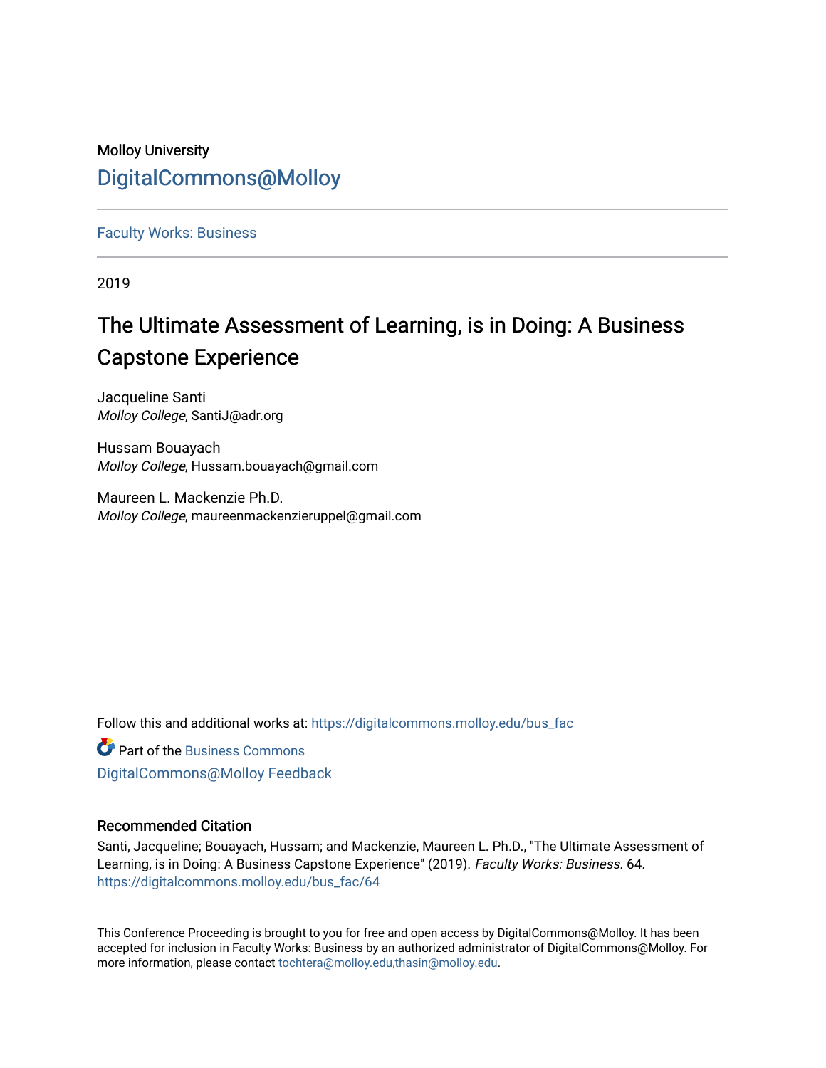Molloy University

DigitalCommons@Molloy

Faculty Works: Business

2019

# The Ultimate Assessment of Learning, is in Doing: A Business Capstone Experience

Jacqueline Santi
*Molloy College*, SantiJ@adr.org

Hussam Bouayach
*Molloy College*, Hussam.bouayach@gmail.com

Maureen L. Mackenzie Ph.D.
*Molloy College*, maureenmackenzieruppel@gmail.com

Follow this and additional works at: https://digitalcommons.molloy.edu/bus_fac

Part of the Business Commons

DigitalCommons@Molloy Feedback

### Recommended Citation

Santi, Jacqueline; Bouayach, Hussam; and Mackenzie, Maureen L. Ph.D., "The Ultimate Assessment of Learning, is in Doing: A Business Capstone Experience" (2019). *Faculty Works: Business*. 64.
https://digitalcommons.molloy.edu/bus_fac/64

This Conference Proceeding is brought to you for free and open access by DigitalCommons@Molloy. It has been accepted for inclusion in Faculty Works: Business by an authorized administrator of DigitalCommons@Molloy. For more information, please contact tochtera@molloy.edu,thasin@molloy.edu.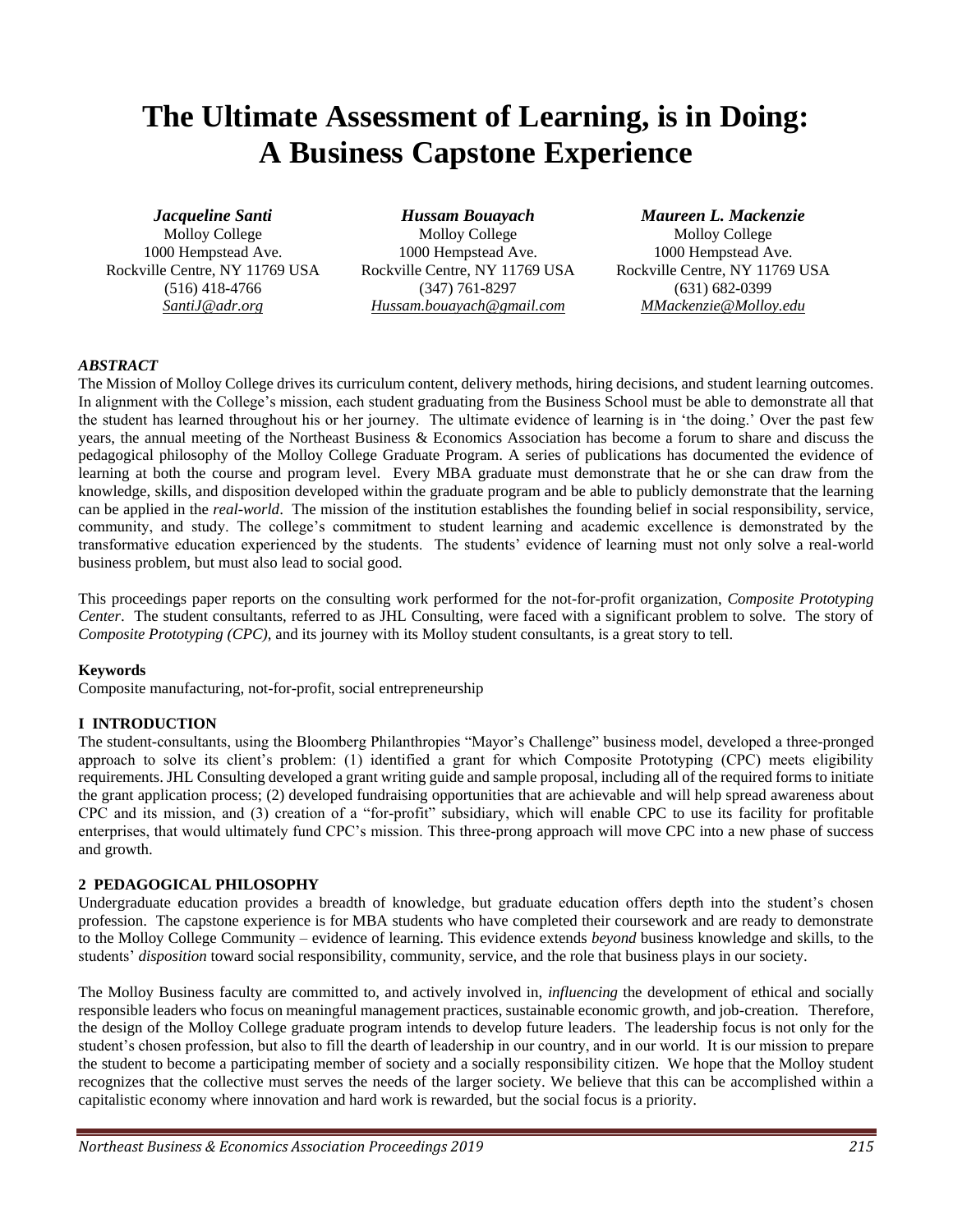# The Ultimate Assessment of Learning, is in Doing: A Business Capstone Experience

***Jacqueline Santi***
Molloy College
1000 Hempstead Ave.
Rockville Centre, NY 11769 USA
(516) 418-4766
*SantiJ@adr.org*

***Hussam Bouayach***
Molloy College
1000 Hempstead Ave.
Rockville Centre, NY 11769 USA
(347) 761-8297
*Hussam.bouayach@gmail.com*

***Maureen L. Mackenzie***
Molloy College
1000 Hempstead Ave.
Rockville Centre, NY 11769 USA
(631) 682-0399
*MMackenzie@Molloy.edu*

### *ABSTRACT*

The Mission of Molloy College drives its curriculum content, delivery methods, hiring decisions, and student learning outcomes. In alignment with the College's mission, each student graduating from the Business School must be able to demonstrate all that the student has learned throughout his or her journey. The ultimate evidence of learning is in 'the doing.' Over the past few years, the annual meeting of the Northeast Business & Economics Association has become a forum to share and discuss the pedagogical philosophy of the Molloy College Graduate Program. A series of publications has documented the evidence of learning at both the course and program level. Every MBA graduate must demonstrate that he or she can draw from the knowledge, skills, and disposition developed within the graduate program and be able to publicly demonstrate that the learning can be applied in the *real-world*. The mission of the institution establishes the founding belief in social responsibility, service, community, and study. The college's commitment to student learning and academic excellence is demonstrated by the transformative education experienced by the students. The students' evidence of learning must not only solve a real-world business problem, but must also lead to social good.

This proceedings paper reports on the consulting work performed for the not-for-profit organization, *Composite Prototyping Center*. The student consultants, referred to as JHL Consulting, were faced with a significant problem to solve. The story of *Composite Prototyping (CPC)*, and its journey with its Molloy student consultants, is a great story to tell.

**Keywords**
Composite manufacturing, not-for-profit, social entrepreneurship

### I INTRODUCTION

The student-consultants, using the Bloomberg Philanthropies "Mayor's Challenge" business model, developed a three-pronged approach to solve its client's problem: (1) identified a grant for which Composite Prototyping (CPC) meets eligibility requirements. JHL Consulting developed a grant writing guide and sample proposal, including all of the required forms to initiate the grant application process; (2) developed fundraising opportunities that are achievable and will help spread awareness about CPC and its mission, and (3) creation of a "for-profit" subsidiary, which will enable CPC to use its facility for profitable enterprises, that would ultimately fund CPC's mission. This three-prong approach will move CPC into a new phase of success and growth.

### 2 PEDAGOGICAL PHILOSOPHY

Undergraduate education provides a breadth of knowledge, but graduate education offers depth into the student's chosen profession. The capstone experience is for MBA students who have completed their coursework and are ready to demonstrate to the Molloy College Community – evidence of learning. This evidence extends *beyond* business knowledge and skills, to the students' *disposition* toward social responsibility, community, service, and the role that business plays in our society.

The Molloy Business faculty are committed to, and actively involved in, *influencing* the development of ethical and socially responsible leaders who focus on meaningful management practices, sustainable economic growth, and job-creation. Therefore, the design of the Molloy College graduate program intends to develop future leaders. The leadership focus is not only for the student's chosen profession, but also to fill the dearth of leadership in our country, and in our world. It is our mission to prepare the student to become a participating member of society and a socially responsibility citizen. We hope that the Molloy student recognizes that the collective must serves the needs of the larger society. We believe that this can be accomplished within a capitalistic economy where innovation and hard work is rewarded, but the social focus is a priority.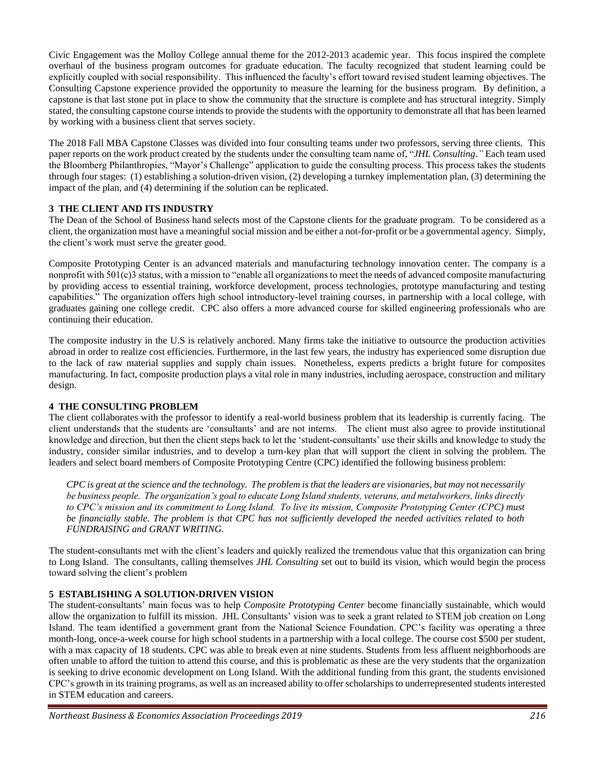Civic Engagement was the Molloy College annual theme for the 2012-2013 academic year. This focus inspired the complete overhaul of the business program outcomes for graduate education. The faculty recognized that student learning could be explicitly coupled with social responsibility. This influenced the faculty's effort toward revised student learning objectives. The Consulting Capstone experience provided the opportunity to measure the learning for the business program. By definition, a capstone is that last stone put in place to show the community that the structure is complete and has structural integrity. Simply stated, the consulting capstone course intends to provide the students with the opportunity to demonstrate all that has been learned by working with a business client that serves society.

The 2018 Fall MBA Capstone Classes was divided into four consulting teams under two professors, serving three clients. This paper reports on the work product created by the students under the consulting team name of, "*JHL Consulting*." Each team used the Bloomberg Philanthropies, "Mayor's Challenge" application to guide the consulting process. This process takes the students through four stages: (1) establishing a solution-driven vision, (2) developing a turnkey implementation plan, (3) determining the impact of the plan, and (4) determining if the solution can be replicated.

## 3 THE CLIENT AND ITS INDUSTRY

The Dean of the School of Business hand selects most of the Capstone clients for the graduate program. To be considered as a client, the organization must have a meaningful social mission and be either a not-for-profit or be a governmental agency. Simply, the client's work must serve the greater good.

Composite Prototyping Center is an advanced materials and manufacturing technology innovation center. The company is a nonprofit with 501(c)3 status, with a mission to "enable all organizations to meet the needs of advanced composite manufacturing by providing access to essential training, workforce development, process technologies, prototype manufacturing and testing capabilities." The organization offers high school introductory-level training courses, in partnership with a local college, with graduates gaining one college credit. CPC also offers a more advanced course for skilled engineering professionals who are continuing their education.

The composite industry in the U.S is relatively anchored. Many firms take the initiative to outsource the production activities abroad in order to realize cost efficiencies. Furthermore, in the last few years, the industry has experienced some disruption due to the lack of raw material supplies and supply chain issues. Nonetheless, experts predicts a bright future for composites manufacturing. In fact, composite production plays a vital role in many industries, including aerospace, construction and military design.

## 4 THE CONSULTING PROBLEM

The client collaborates with the professor to identify a real-world business problem that its leadership is currently facing. The client understands that the students are 'consultants' and are not interns. The client must also agree to provide institutional knowledge and direction, but then the client steps back to let the 'student-consultants' use their skills and knowledge to study the industry, consider similar industries, and to develop a turn-key plan that will support the client in solving the problem. The leaders and select board members of Composite Prototyping Centre (CPC) identified the following business problem:

> *CPC is great at the science and the technology. The problem is that the leaders are visionaries, but may not necessarily be business people. The organization's goal to educate Long Island students, veterans, and metalworkers, links directly to CPC's mission and its commitment to Long Island. To live its mission, Composite Prototyping Center (CPC) must be financially stable. The problem is that CPC has not sufficiently developed the needed activities related to both FUNDRAISING and GRANT WRITING.*

The student-consultants met with the client's leaders and quickly realized the tremendous value that this organization can bring to Long Island. The consultants, calling themselves *JHL Consulting* set out to build its vision, which would begin the process toward solving the client's problem

## 5 ESTABLISHING A SOLUTION-DRIVEN VISION

The student-consultants' main focus was to help *Composite Prototyping Center* become financially sustainable, which would allow the organization to fulfill its mission. JHL Consultants' vision was to seek a grant related to STEM job creation on Long Island. The team identified a government grant from the National Science Foundation. CPC's facility was operating a three month-long, once-a-week course for high school students in a partnership with a local college. The course cost $500 per student, with a max capacity of 18 students. CPC was able to break even at nine students. Students from less affluent neighborhoods are often unable to afford the tuition to attend this course, and this is problematic as these are the very students that the organization is seeking to drive economic development on Long Island. With the additional funding from this grant, the students envisioned CPC's growth in its training programs, as well as an increased ability to offer scholarships to underrepresented students interested in STEM education and careers.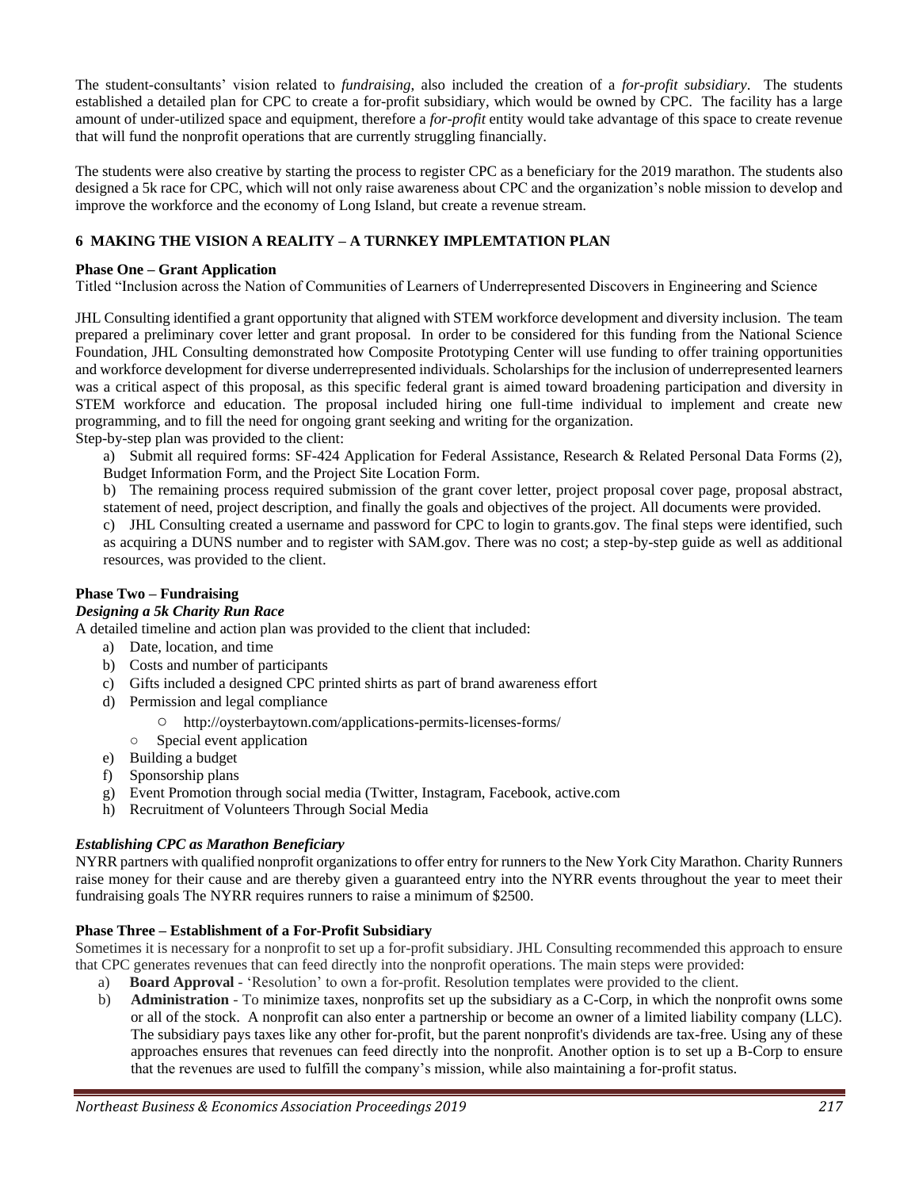The student-consultants' vision related to *fundraising*, also included the creation of a *for-profit subsidiary*. The students established a detailed plan for CPC to create a for-profit subsidiary, which would be owned by CPC. The facility has a large amount of under-utilized space and equipment, therefore a *for-profit* entity would take advantage of this space to create revenue that will fund the nonprofit operations that are currently struggling financially.

The students were also creative by starting the process to register CPC as a beneficiary for the 2019 marathon. The students also designed a 5k race for CPC, which will not only raise awareness about CPC and the organization's noble mission to develop and improve the workforce and the economy of Long Island, but create a revenue stream.

## 6 MAKING THE VISION A REALITY – A TURNKEY IMPLEMTATION PLAN

**Phase One – Grant Application**

Titled "Inclusion across the Nation of Communities of Learners of Underrepresented Discovers in Engineering and Science

JHL Consulting identified a grant opportunity that aligned with STEM workforce development and diversity inclusion. The team prepared a preliminary cover letter and grant proposal. In order to be considered for this funding from the National Science Foundation, JHL Consulting demonstrated how Composite Prototyping Center will use funding to offer training opportunities and workforce development for diverse underrepresented individuals. Scholarships for the inclusion of underrepresented learners was a critical aspect of this proposal, as this specific federal grant is aimed toward broadening participation and diversity in STEM workforce and education. The proposal included hiring one full-time individual to implement and create new programming, and to fill the need for ongoing grant seeking and writing for the organization.
Step-by-step plan was provided to the client:

a) Submit all required forms: SF-424 Application for Federal Assistance, Research & Related Personal Data Forms (2), Budget Information Form, and the Project Site Location Form.

b) The remaining process required submission of the grant cover letter, project proposal cover page, proposal abstract, statement of need, project description, and finally the goals and objectives of the project. All documents were provided.

c) JHL Consulting created a username and password for CPC to login to grants.gov. The final steps were identified, such as acquiring a DUNS number and to register with SAM.gov. There was no cost; a step-by-step guide as well as additional resources, was provided to the client.

**Phase Two – Fundraising**

***Designing a 5k Charity Run Race***

A detailed timeline and action plan was provided to the client that included:

a) Date, location, and time
b) Costs and number of participants
c) Gifts included a designed CPC printed shirts as part of brand awareness effort
d) Permission and legal compliance
   - http://oysterbaytown.com/applications-permits-licenses-forms/
   - Special event application
e) Building a budget
f) Sponsorship plans
g) Event Promotion through social media (Twitter, Instagram, Facebook, active.com
h) Recruitment of Volunteers Through Social Media

***Establishing CPC as Marathon Beneficiary***

NYRR partners with qualified nonprofit organizations to offer entry for runners to the New York City Marathon. Charity Runners raise money for their cause and are thereby given a guaranteed entry into the NYRR events throughout the year to meet their fundraising goals The NYRR requires runners to raise a minimum of $2500.

**Phase Three – Establishment of a For-Profit Subsidiary**

Sometimes it is necessary for a nonprofit to set up a for-profit subsidiary. JHL Consulting recommended this approach to ensure that CPC generates revenues that can feed directly into the nonprofit operations. The main steps were provided:

a) **Board Approval** - 'Resolution' to own a for-profit. Resolution templates were provided to the client.
b) **Administration** - To minimize taxes, nonprofits set up the subsidiary as a C-Corp, in which the nonprofit owns some or all of the stock. A nonprofit can also enter a partnership or become an owner of a limited liability company (LLC). The subsidiary pays taxes like any other for-profit, but the parent nonprofit's dividends are tax-free. Using any of these approaches ensures that revenues can feed directly into the nonprofit. Another option is to set up a B-Corp to ensure that the revenues are used to fulfill the company's mission, while also maintaining a for-profit status.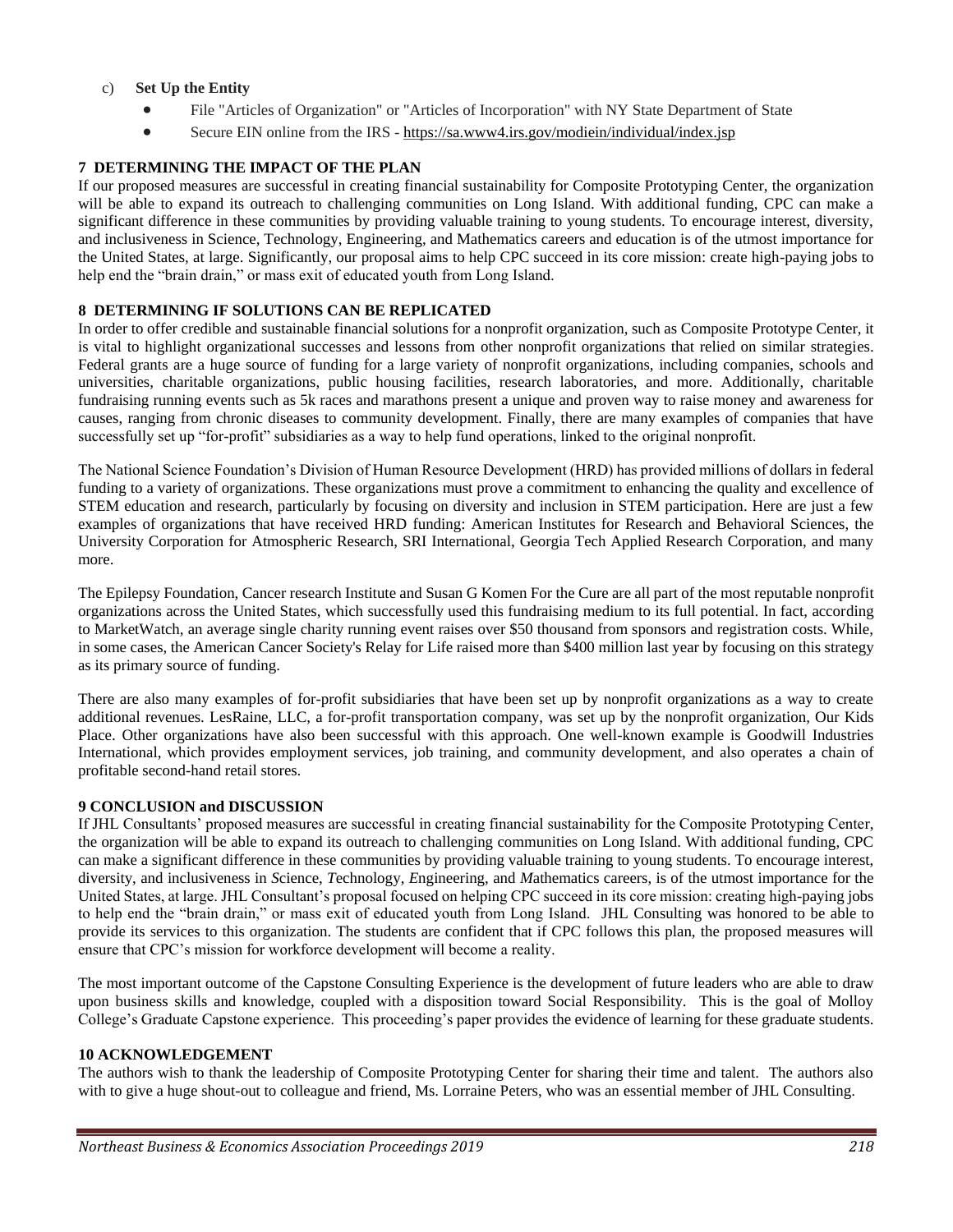c) **Set Up the Entity**

- File "Articles of Organization" or "Articles of Incorporation" with NY State Department of State
- Secure EIN online from the IRS - https://sa.www4.irs.gov/modiein/individual/index.jsp

## 7 DETERMINING THE IMPACT OF THE PLAN

If our proposed measures are successful in creating financial sustainability for Composite Prototyping Center, the organization will be able to expand its outreach to challenging communities on Long Island. With additional funding, CPC can make a significant difference in these communities by providing valuable training to young students. To encourage interest, diversity, and inclusiveness in Science, Technology, Engineering, and Mathematics careers and education is of the utmost importance for the United States, at large. Significantly, our proposal aims to help CPC succeed in its core mission: create high-paying jobs to help end the "brain drain," or mass exit of educated youth from Long Island.

## 8 DETERMINING IF SOLUTIONS CAN BE REPLICATED

In order to offer credible and sustainable financial solutions for a nonprofit organization, such as Composite Prototype Center, it is vital to highlight organizational successes and lessons from other nonprofit organizations that relied on similar strategies. Federal grants are a huge source of funding for a large variety of nonprofit organizations, including companies, schools and universities, charitable organizations, public housing facilities, research laboratories, and more. Additionally, charitable fundraising running events such as 5k races and marathons present a unique and proven way to raise money and awareness for causes, ranging from chronic diseases to community development. Finally, there are many examples of companies that have successfully set up "for-profit" subsidiaries as a way to help fund operations, linked to the original nonprofit.

The National Science Foundation's Division of Human Resource Development (HRD) has provided millions of dollars in federal funding to a variety of organizations. These organizations must prove a commitment to enhancing the quality and excellence of STEM education and research, particularly by focusing on diversity and inclusion in STEM participation. Here are just a few examples of organizations that have received HRD funding: American Institutes for Research and Behavioral Sciences, the University Corporation for Atmospheric Research, SRI International, Georgia Tech Applied Research Corporation, and many more.

The Epilepsy Foundation, Cancer research Institute and Susan G Komen For the Cure are all part of the most reputable nonprofit organizations across the United States, which successfully used this fundraising medium to its full potential. In fact, according to MarketWatch, an average single charity running event raises over $50 thousand from sponsors and registration costs. While, in some cases, the American Cancer Society's Relay for Life raised more than $400 million last year by focusing on this strategy as its primary source of funding.

There are also many examples of for-profit subsidiaries that have been set up by nonprofit organizations as a way to create additional revenues. LesRaine, LLC, a for-profit transportation company, was set up by the nonprofit organization, Our Kids Place. Other organizations have also been successful with this approach. One well-known example is Goodwill Industries International, which provides employment services, job training, and community development, and also operates a chain of profitable second-hand retail stores.

## 9 CONCLUSION and DISCUSSION

If JHL Consultants' proposed measures are successful in creating financial sustainability for the Composite Prototyping Center, the organization will be able to expand its outreach to challenging communities on Long Island. With additional funding, CPC can make a significant difference in these communities by providing valuable training to young students. To encourage interest, diversity, and inclusiveness in *S*cience, *T*echnology, *E*ngineering, and *M*athematics careers, is of the utmost importance for the United States, at large. JHL Consultant's proposal focused on helping CPC succeed in its core mission: creating high-paying jobs to help end the "brain drain," or mass exit of educated youth from Long Island. JHL Consulting was honored to be able to provide its services to this organization. The students are confident that if CPC follows this plan, the proposed measures will ensure that CPC's mission for workforce development will become a reality.

The most important outcome of the Capstone Consulting Experience is the development of future leaders who are able to draw upon business skills and knowledge, coupled with a disposition toward Social Responsibility. This is the goal of Molloy College's Graduate Capstone experience. This proceeding's paper provides the evidence of learning for these graduate students.

## 10 ACKNOWLEDGEMENT

The authors wish to thank the leadership of Composite Prototyping Center for sharing their time and talent. The authors also with to give a huge shout-out to colleague and friend, Ms. Lorraine Peters, who was an essential member of JHL Consulting.